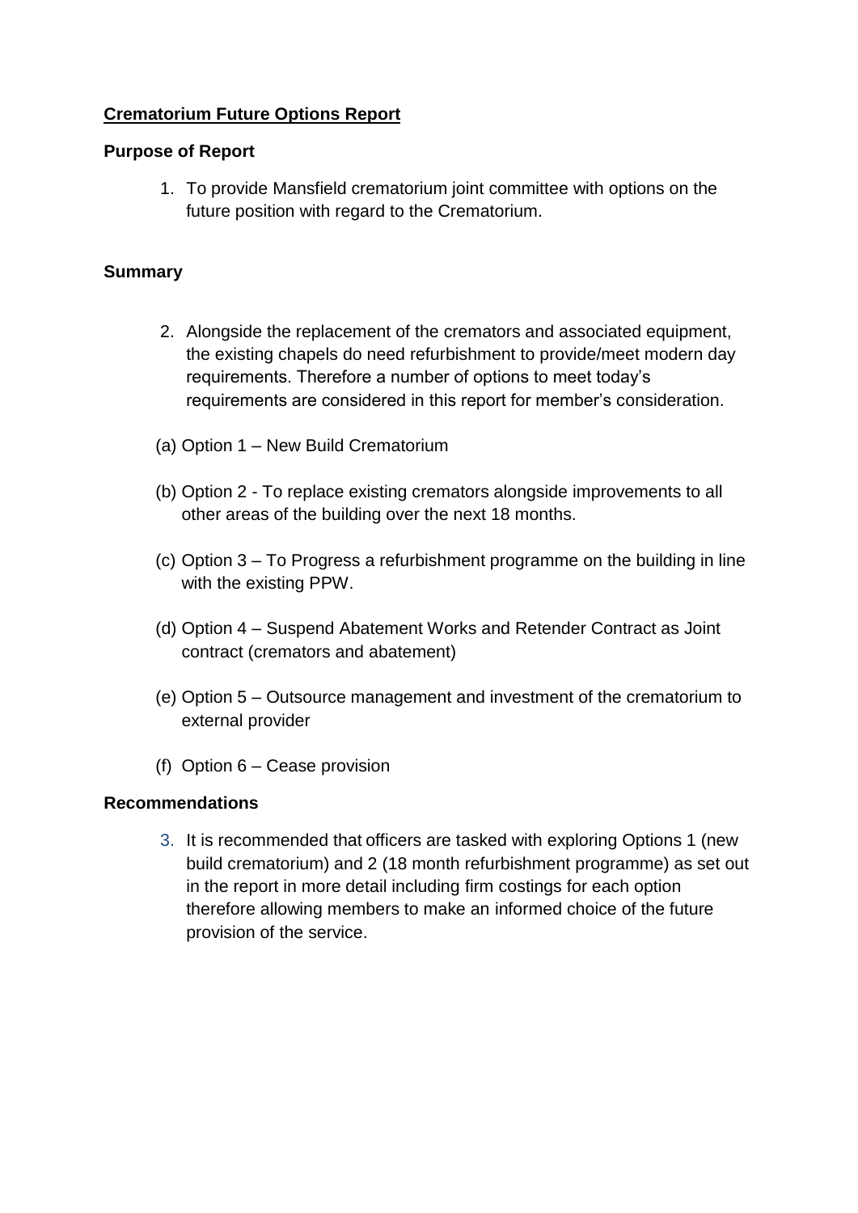**<u>Crematorium Future Options Report</u>**

**Purpose of Report**

1. To provide Mansfield crematorium joint committee with options on the future position with regard to the Crematorium.

**Summary**

2. Alongside the replacement of the cremators and associated equipment, the existing chapels do need refurbishment to provide/meet modern day requirements. Therefore a number of options to meet today's requirements are considered in this report for member's consideration.

(a) Option 1 – New Build Crematorium

(b) Option 2 - To replace existing cremators alongside improvements to all other areas of the building over the next 18 months.

(c) Option 3 – To Progress a refurbishment programme on the building in line with the existing PPW.

(d) Option 4 – Suspend Abatement Works and Retender Contract as Joint contract (cremators and abatement)

(e) Option 5 – Outsource management and investment of the crematorium to external provider

(f) Option 6 – Cease provision

**Recommendations**

3. It is recommended that officers are tasked with exploring Options 1 (new build crematorium) and 2 (18 month refurbishment programme) as set out in the report in more detail including firm costings for each option therefore allowing members to make an informed choice of the future provision of the service.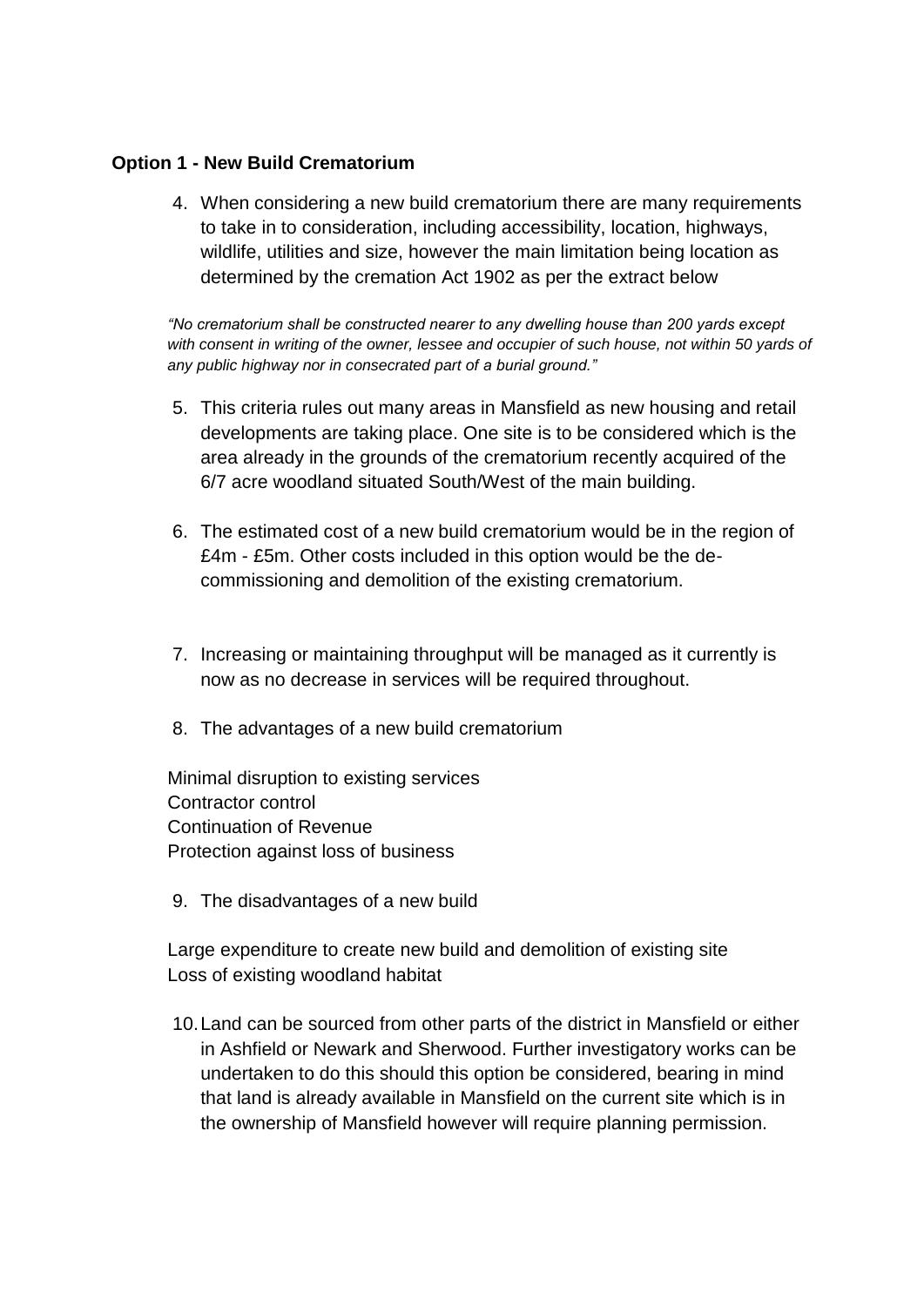**Option 1 - New Build Crematorium**

4. When considering a new build crematorium there are many requirements to take in to consideration, including accessibility, location, highways, wildlife, utilities and size, however the main limitation being location as determined by the cremation Act 1902 as per the extract below

*"No crematorium shall be constructed nearer to any dwelling house than 200 yards except with consent in writing of the owner, lessee and occupier of such house, not within 50 yards of any public highway nor in consecrated part of a burial ground."*

5. This criteria rules out many areas in Mansfield as new housing and retail developments are taking place. One site is to be considered which is the area already in the grounds of the crematorium recently acquired of the 6/7 acre woodland situated South/West of the main building.

6. The estimated cost of a new build crematorium would be in the region of £4m - £5m. Other costs included in this option would be the de-commissioning and demolition of the existing crematorium.

7. Increasing or maintaining throughput will be managed as it currently is now as no decrease in services will be required throughout.

8. The advantages of a new build crematorium

Minimal disruption to existing services
Contractor control
Continuation of Revenue
Protection against loss of business

9. The disadvantages of a new build

Large expenditure to create new build and demolition of existing site
Loss of existing woodland habitat

10. Land can be sourced from other parts of the district in Mansfield or either in Ashfield or Newark and Sherwood. Further investigatory works can be undertaken to do this should this option be considered, bearing in mind that land is already available in Mansfield on the current site which is in the ownership of Mansfield however will require planning permission.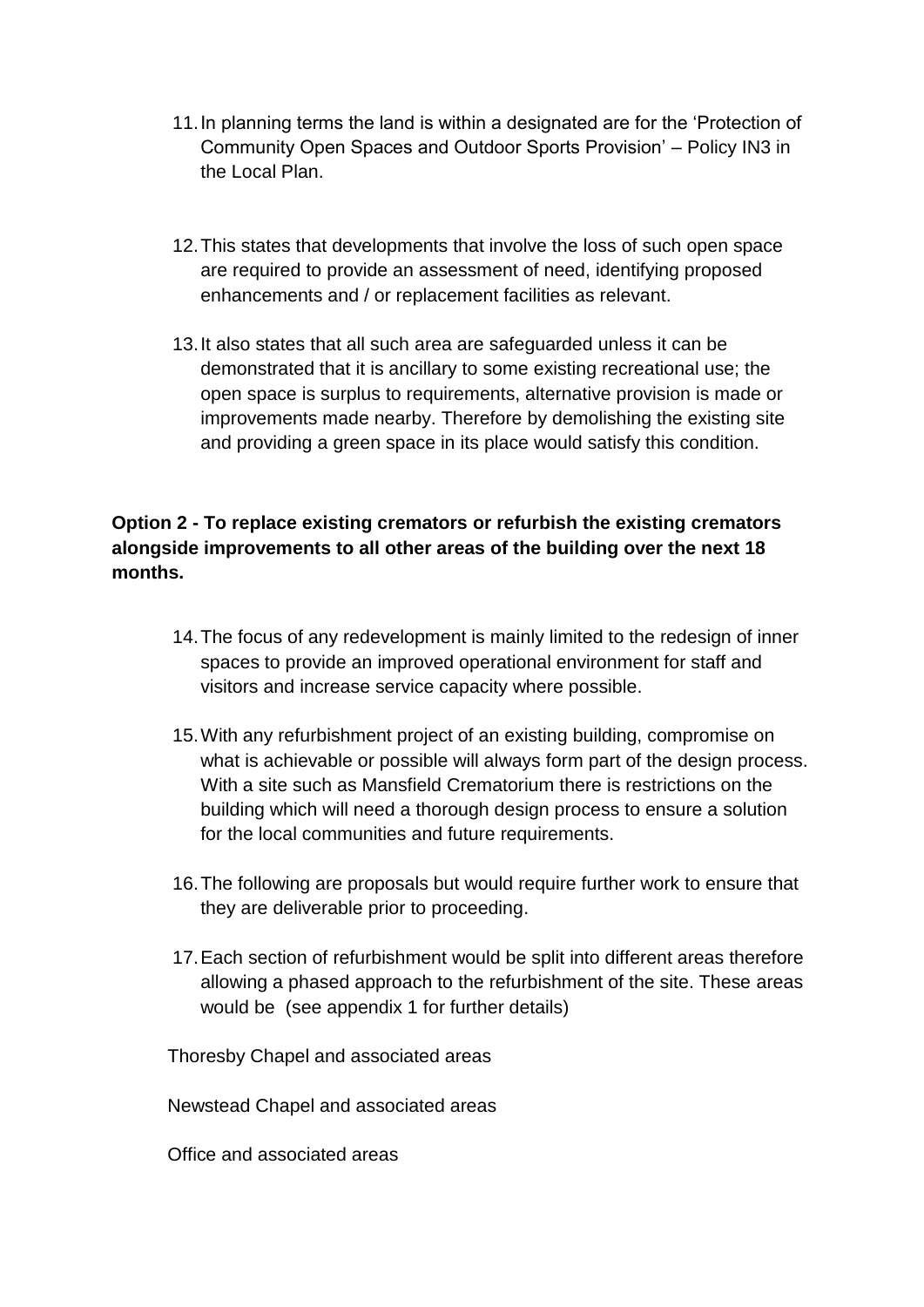11. In planning terms the land is within a designated are for the 'Protection of Community Open Spaces and Outdoor Sports Provision' – Policy IN3 in the Local Plan.

12. This states that developments that involve the loss of such open space are required to provide an assessment of need, identifying proposed enhancements and / or replacement facilities as relevant.

13. It also states that all such area are safeguarded unless it can be demonstrated that it is ancillary to some existing recreational use; the open space is surplus to requirements, alternative provision is made or improvements made nearby. Therefore by demolishing the existing site and providing a green space in its place would satisfy this condition.

**Option 2 - To replace existing cremators or refurbish the existing cremators alongside improvements to all other areas of the building over the next 18 months.**

14. The focus of any redevelopment is mainly limited to the redesign of inner spaces to provide an improved operational environment for staff and visitors and increase service capacity where possible.

15. With any refurbishment project of an existing building, compromise on what is achievable or possible will always form part of the design process. With a site such as Mansfield Crematorium there is restrictions on the building which will need a thorough design process to ensure a solution for the local communities and future requirements.

16. The following are proposals but would require further work to ensure that they are deliverable prior to proceeding.

17. Each section of refurbishment would be split into different areas therefore allowing a phased approach to the refurbishment of the site. These areas would be (see appendix 1 for further details)

Thoresby Chapel and associated areas

Newstead Chapel and associated areas

Office and associated areas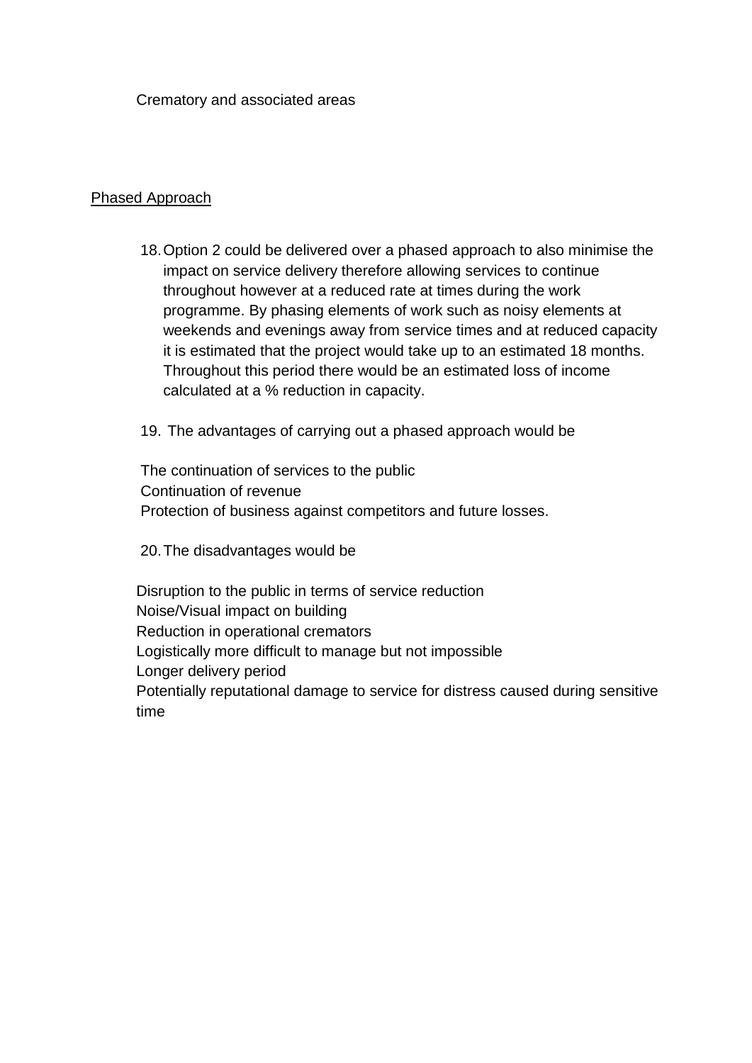Crematory and associated areas

<u>Phased Approach</u>

18. Option 2 could be delivered over a phased approach to also minimise the impact on service delivery therefore allowing services to continue throughout however at a reduced rate at times during the work programme. By phasing elements of work such as noisy elements at weekends and evenings away from service times and at reduced capacity it is estimated that the project would take up to an estimated 18 months. Throughout this period there would be an estimated loss of income calculated at a % reduction in capacity.

19. The advantages of carrying out a phased approach would be

The continuation of services to the public
Continuation of revenue
Protection of business against competitors and future losses.

20. The disadvantages would be

Disruption to the public in terms of service reduction
Noise/Visual impact on building
Reduction in operational cremators
Logistically more difficult to manage but not impossible
Longer delivery period
Potentially reputational damage to service for distress caused during sensitive time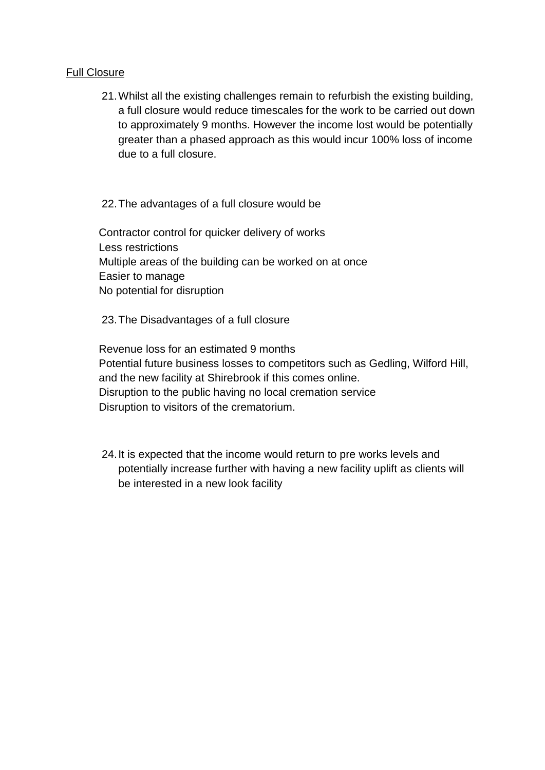<u>Full Closure</u>

21. Whilst all the existing challenges remain to refurbish the existing building, a full closure would reduce timescales for the work to be carried out down to approximately 9 months. However the income lost would be potentially greater than a phased approach as this would incur 100% loss of income due to a full closure.

22. The advantages of a full closure would be

Contractor control for quicker delivery of works
Less restrictions
Multiple areas of the building can be worked on at once
Easier to manage
No potential for disruption

23. The Disadvantages of a full closure

Revenue loss for an estimated 9 months
Potential future business losses to competitors such as Gedling, Wilford Hill, and the new facility at Shirebrook if this comes online.
Disruption to the public having no local cremation service
Disruption to visitors of the crematorium.

24. It is expected that the income would return to pre works levels and potentially increase further with having a new facility uplift as clients will be interested in a new look facility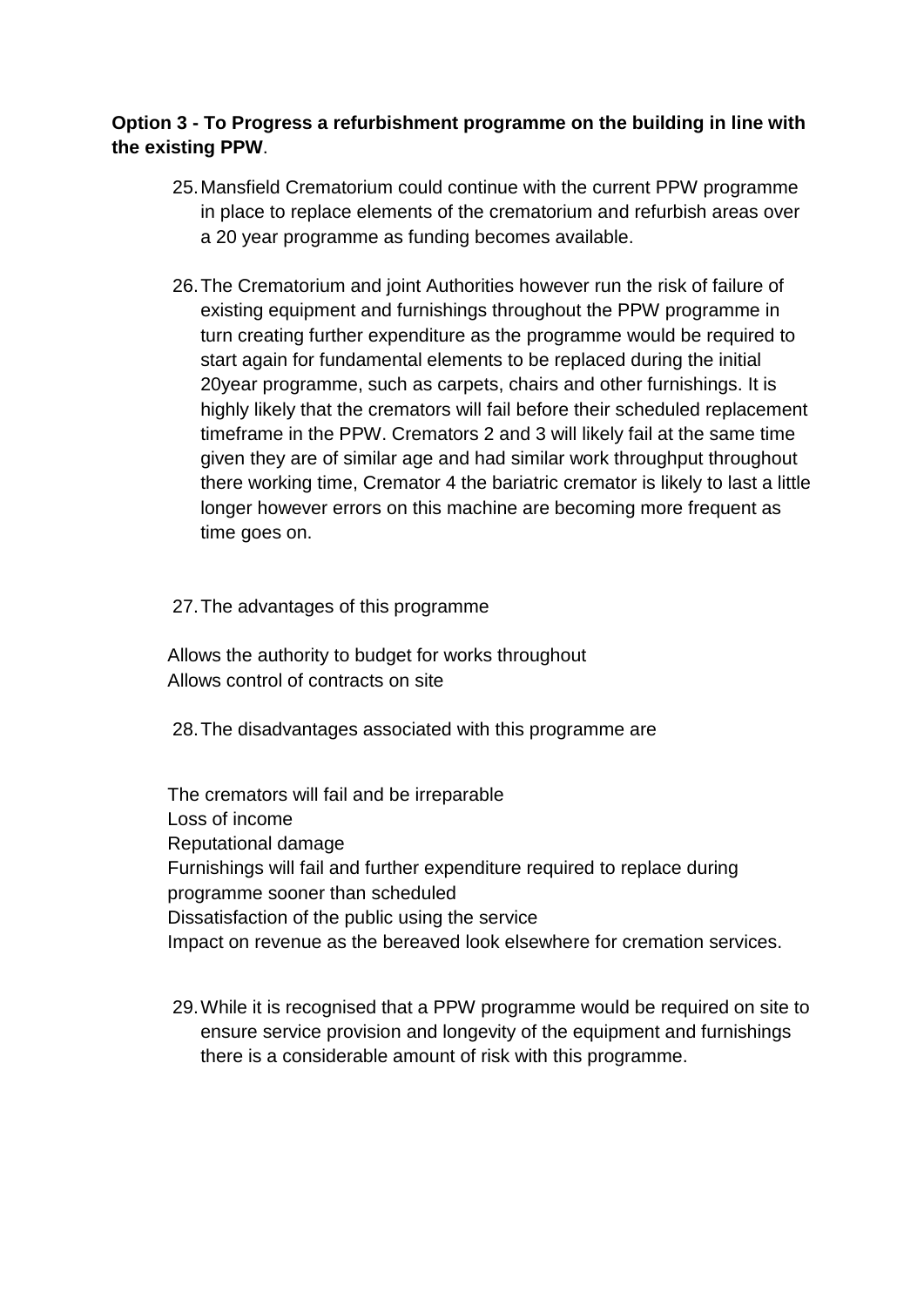**Option 3 - To Progress a refurbishment programme on the building in line with the existing PPW**.

25. Mansfield Crematorium could continue with the current PPW programme in place to replace elements of the crematorium and refurbish areas over a 20 year programme as funding becomes available.

26. The Crematorium and joint Authorities however run the risk of failure of existing equipment and furnishings throughout the PPW programme in turn creating further expenditure as the programme would be required to start again for fundamental elements to be replaced during the initial 20year programme, such as carpets, chairs and other furnishings. It is highly likely that the cremators will fail before their scheduled replacement timeframe in the PPW. Cremators 2 and 3 will likely fail at the same time given they are of similar age and had similar work throughput throughout there working time, Cremator 4 the bariatric cremator is likely to last a little longer however errors on this machine are becoming more frequent as time goes on.

27. The advantages of this programme

Allows the authority to budget for works throughout
Allows control of contracts on site

28. The disadvantages associated with this programme are

The cremators will fail and be irreparable
Loss of income
Reputational damage
Furnishings will fail and further expenditure required to replace during programme sooner than scheduled
Dissatisfaction of the public using the service
Impact on revenue as the bereaved look elsewhere for cremation services.

29. While it is recognised that a PPW programme would be required on site to ensure service provision and longevity of the equipment and furnishings there is a considerable amount of risk with this programme.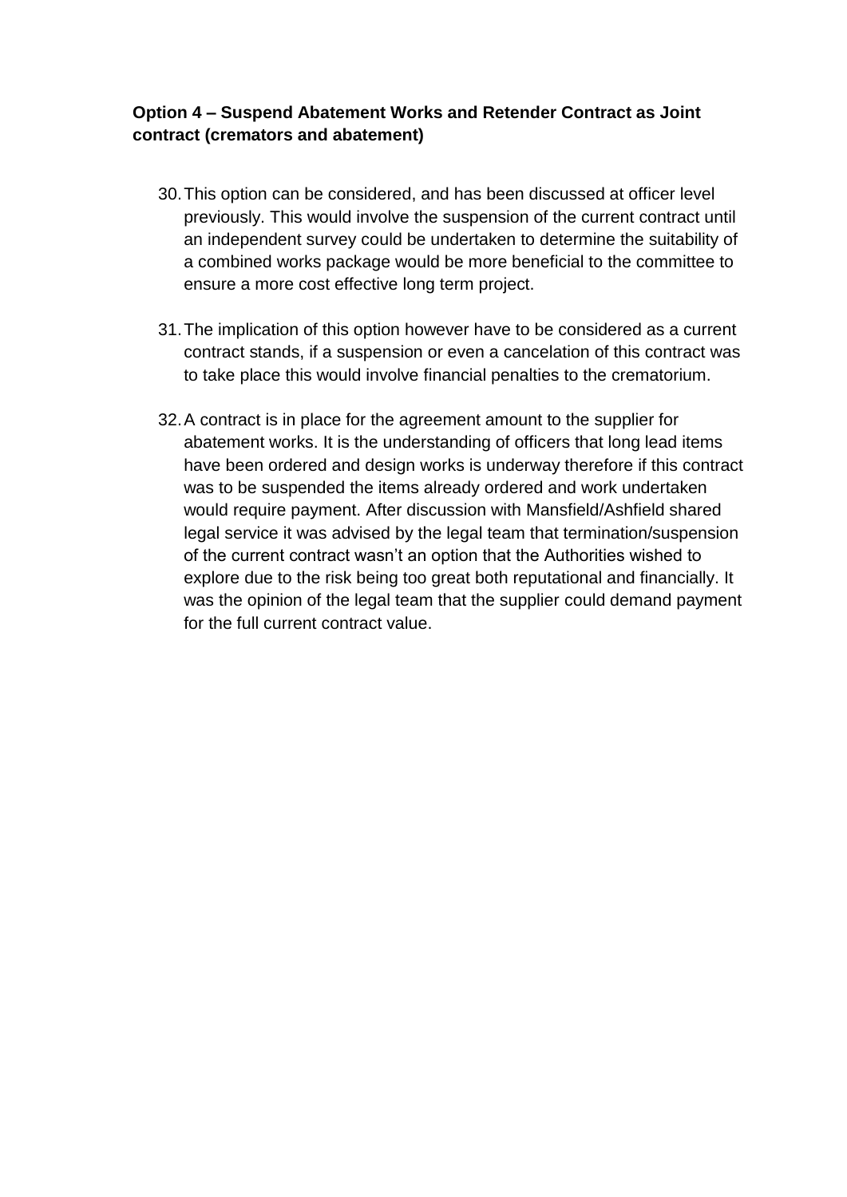**Option 4 – Suspend Abatement Works and Retender Contract as Joint contract (cremators and abatement)**

30. This option can be considered, and has been discussed at officer level previously. This would involve the suspension of the current contract until an independent survey could be undertaken to determine the suitability of a combined works package would be more beneficial to the committee to ensure a more cost effective long term project.

31. The implication of this option however have to be considered as a current contract stands, if a suspension or even a cancelation of this contract was to take place this would involve financial penalties to the crematorium.

32. A contract is in place for the agreement amount to the supplier for abatement works. It is the understanding of officers that long lead items have been ordered and design works is underway therefore if this contract was to be suspended the items already ordered and work undertaken would require payment. After discussion with Mansfield/Ashfield shared legal service it was advised by the legal team that termination/suspension of the current contract wasn't an option that the Authorities wished to explore due to the risk being too great both reputational and financially. It was the opinion of the legal team that the supplier could demand payment for the full current contract value.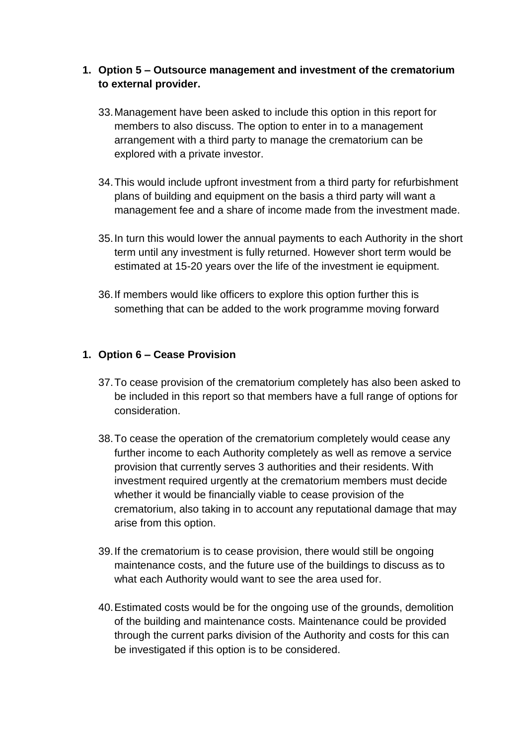1. **Option 5 – Outsource management and investment of the crematorium to external provider.**

33. Management have been asked to include this option in this report for members to also discuss. The option to enter in to a management arrangement with a third party to manage the crematorium can be explored with a private investor.

34. This would include upfront investment from a third party for refurbishment plans of building and equipment on the basis a third party will want a management fee and a share of income made from the investment made.

35. In turn this would lower the annual payments to each Authority in the short term until any investment is fully returned. However short term would be estimated at 15-20 years over the life of the investment ie equipment.

36. If members would like officers to explore this option further this is something that can be added to the work programme moving forward

1. **Option 6 – Cease Provision**

37. To cease provision of the crematorium completely has also been asked to be included in this report so that members have a full range of options for consideration.

38. To cease the operation of the crematorium completely would cease any further income to each Authority completely as well as remove a service provision that currently serves 3 authorities and their residents. With investment required urgently at the crematorium members must decide whether it would be financially viable to cease provision of the crematorium, also taking in to account any reputational damage that may arise from this option.

39. If the crematorium is to cease provision, there would still be ongoing maintenance costs, and the future use of the buildings to discuss as to what each Authority would want to see the area used for.

40. Estimated costs would be for the ongoing use of the grounds, demolition of the building and maintenance costs. Maintenance could be provided through the current parks division of the Authority and costs for this can be investigated if this option is to be considered.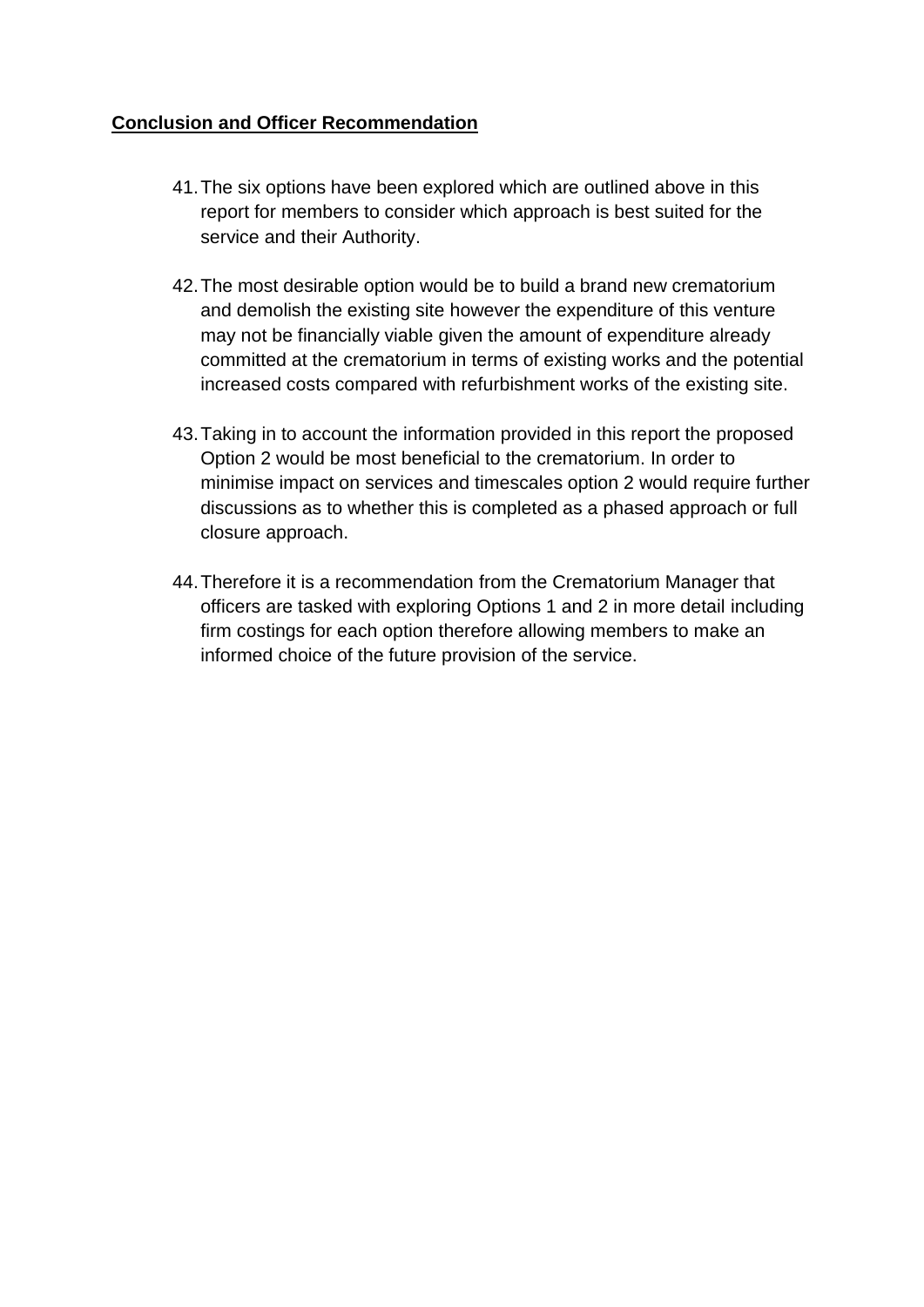**Conclusion and Officer Recommendation**

41. The six options have been explored which are outlined above in this report for members to consider which approach is best suited for the service and their Authority.

42. The most desirable option would be to build a brand new crematorium and demolish the existing site however the expenditure of this venture may not be financially viable given the amount of expenditure already committed at the crematorium in terms of existing works and the potential increased costs compared with refurbishment works of the existing site.

43. Taking in to account the information provided in this report the proposed Option 2 would be most beneficial to the crematorium. In order to minimise impact on services and timescales option 2 would require further discussions as to whether this is completed as a phased approach or full closure approach.

44. Therefore it is a recommendation from the Crematorium Manager that officers are tasked with exploring Options 1 and 2 in more detail including firm costings for each option therefore allowing members to make an informed choice of the future provision of the service.